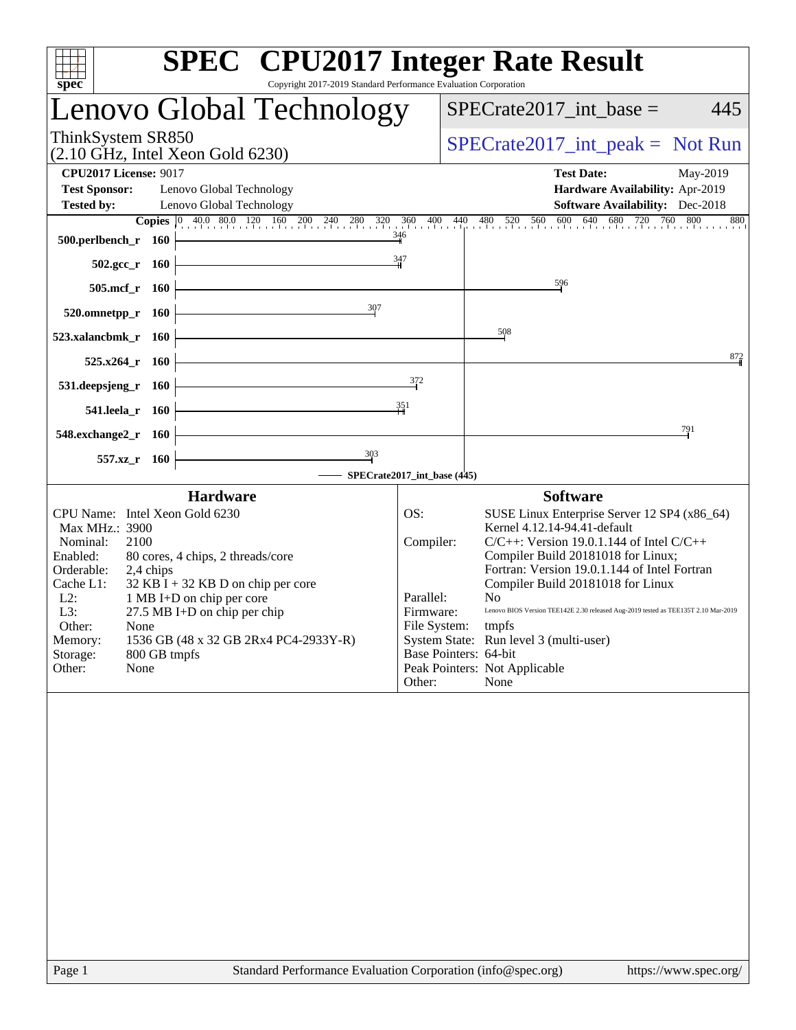# SPEC CPU2017 Integer Rate Result

Copyright 2017-2019 Standard Performance Evaluation Corporation

## Lenovo Global Technology

ThinkSystem SR850
(2.10 GHz, Intel Xeon Gold 6230)

SPECrate2017_int_base = 445

SPECrate2017_int_peak = Not Run

**CPU2017 License:** 9017
**Test Sponsor:** Lenovo Global Technology
**Tested by:** Lenovo Global Technology

**Test Date:** May-2019
**Hardware Availability:** Apr-2019
**Software Availability:** Dec-2018

| Benchmark | Copies | Base Ratio |
|---|---|---|
| 500.perlbench_r | 160 | 346 |
| 502.gcc_r | 160 | 347 |
| 505.mcf_r | 160 | 596 |
| 520.omnetpp_r | 160 | 307 |
| 523.xalancbmk_r | 160 | 508 |
| 525.x264_r | 160 | 872 |
| 531.deepsjeng_r | 160 | 372 |
| 541.leela_r | 160 | 351 |
| 548.exchange2_r | 160 | 791 |
| 557.xz_r | 160 | 303 |

SPECrate2017_int_base (445)

### Hardware

| | |
|---|---|
| CPU Name: | Intel Xeon Gold 6230 |
| Max MHz.: | 3900 |
| Nominal: | 2100 |
| Enabled: | 80 cores, 4 chips, 2 threads/core |
| Orderable: | 2,4 chips |
| Cache L1: | 32 KB I + 32 KB D on chip per core |
| L2: | 1 MB I+D on chip per core |
| L3: | 27.5 MB I+D on chip per chip |
| Other: | None |
| Memory: | 1536 GB (48 x 32 GB 2Rx4 PC4-2933Y-R) |
| Storage: | 800 GB tmpfs |
| Other: | None |

### Software

| | |
|---|---|
| OS: | SUSE Linux Enterprise Server 12 SP4 (x86_64) Kernel 4.12.14-94.41-default |
| Compiler: | C/C++: Version 19.0.1.144 of Intel C/C++ Compiler Build 20181018 for Linux; Fortran: Version 19.0.1.144 of Intel Fortran Compiler Build 20181018 for Linux |
| Parallel: | No |
| Firmware: | Lenovo BIOS Version TEE142E 2.30 released Aug-2019 tested as TEE135T 2.10 Mar-2019 |
| File System: | tmpfs |
| System State: | Run level 3 (multi-user) |
| Base Pointers: | 64-bit |
| Peak Pointers: | Not Applicable |
| Other: | None |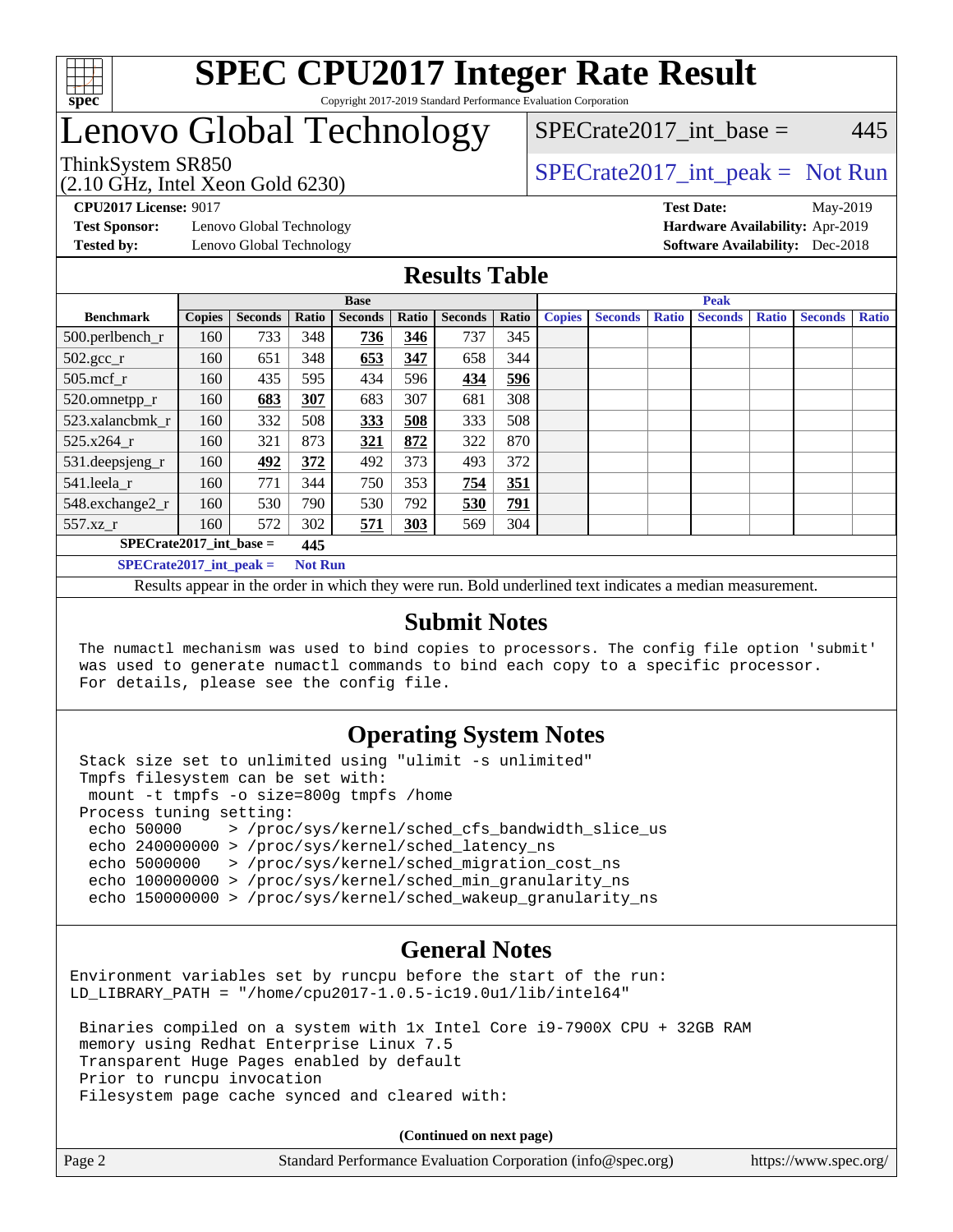# SPEC CPU2017 Integer Rate Result

Copyright 2017-2019 Standard Performance Evaluation Corporation

# Lenovo Global Technology

ThinkSystem SR850
(2.10 GHz, Intel Xeon Gold 6230)

SPECrate2017_int_base = 445

SPECrate2017_int_peak = Not Run

**CPU2017 License:** 9017
**Test Sponsor:** Lenovo Global Technology
**Tested by:** Lenovo Global Technology

**Test Date:** May-2019
**Hardware Availability:** Apr-2019
**Software Availability:** Dec-2018

## Results Table

| Benchmark | Base | | | | | | | Peak | | | | | | |
|---|---|---|---|---|---|---|---|---|---|---|---|---|---|---|
| | Copies | Seconds | Ratio | Seconds | Ratio | Seconds | Ratio | Copies | Seconds | Ratio | Seconds | Ratio | Seconds | Ratio |
| 500.perlbench_r | 160 | 733 | 348 | **736** | **346** | 737 | 345 | | | | | | | |
| 502.gcc_r | 160 | 651 | 348 | **653** | **347** | 658 | 344 | | | | | | | |
| 505.mcf_r | 160 | 435 | 595 | 434 | 596 | **434** | **596** | | | | | | | |
| 520.omnetpp_r | 160 | **683** | **307** | 683 | 307 | 681 | 308 | | | | | | | |
| 523.xalancbmk_r | 160 | 332 | 508 | **333** | **508** | 333 | 508 | | | | | | | |
| 525.x264_r | 160 | 321 | 873 | **321** | **872** | 322 | 870 | | | | | | | |
| 531.deepsjeng_r | 160 | **492** | **372** | 492 | 373 | 493 | 372 | | | | | | | |
| 541.leela_r | 160 | 771 | 344 | 750 | 353 | **754** | **351** | | | | | | | |
| 548.exchange2_r | 160 | 530 | 790 | 530 | 792 | **530** | **791** | | | | | | | |
| 557.xz_r | 160 | 572 | 302 | **571** | **303** | 569 | 304 | | | | | | | |

**SPECrate2017_int_base = 445**

**SPECrate2017_int_peak = Not Run**

Results appear in the order in which they were run. Bold underlined text indicates a median measurement.

## Submit Notes

```
The numactl mechanism was used to bind copies to processors. The config file option 'submit'
was used to generate numactl commands to bind each copy to a specific processor.
For details, please see the config file.
```

## Operating System Notes

```
Stack size set to unlimited using "ulimit -s unlimited"
Tmpfs filesystem can be set with:
 mount -t tmpfs -o size=800g tmpfs /home
Process tuning setting:
 echo 50000     > /proc/sys/kernel/sched_cfs_bandwidth_slice_us
 echo 240000000 > /proc/sys/kernel/sched_latency_ns
 echo 5000000   > /proc/sys/kernel/sched_migration_cost_ns
 echo 100000000 > /proc/sys/kernel/sched_min_granularity_ns
 echo 150000000 > /proc/sys/kernel/sched_wakeup_granularity_ns
```

## General Notes

```
Environment variables set by runcpu before the start of the run:
LD_LIBRARY_PATH = "/home/cpu2017-1.0.5-ic19.0u1/lib/intel64"

 Binaries compiled on a system with 1x Intel Core i9-7900X CPU + 32GB RAM
 memory using Redhat Enterprise Linux 7.5
 Transparent Huge Pages enabled by default
 Prior to runcpu invocation
 Filesystem page cache synced and cleared with:
```

**(Continued on next page)**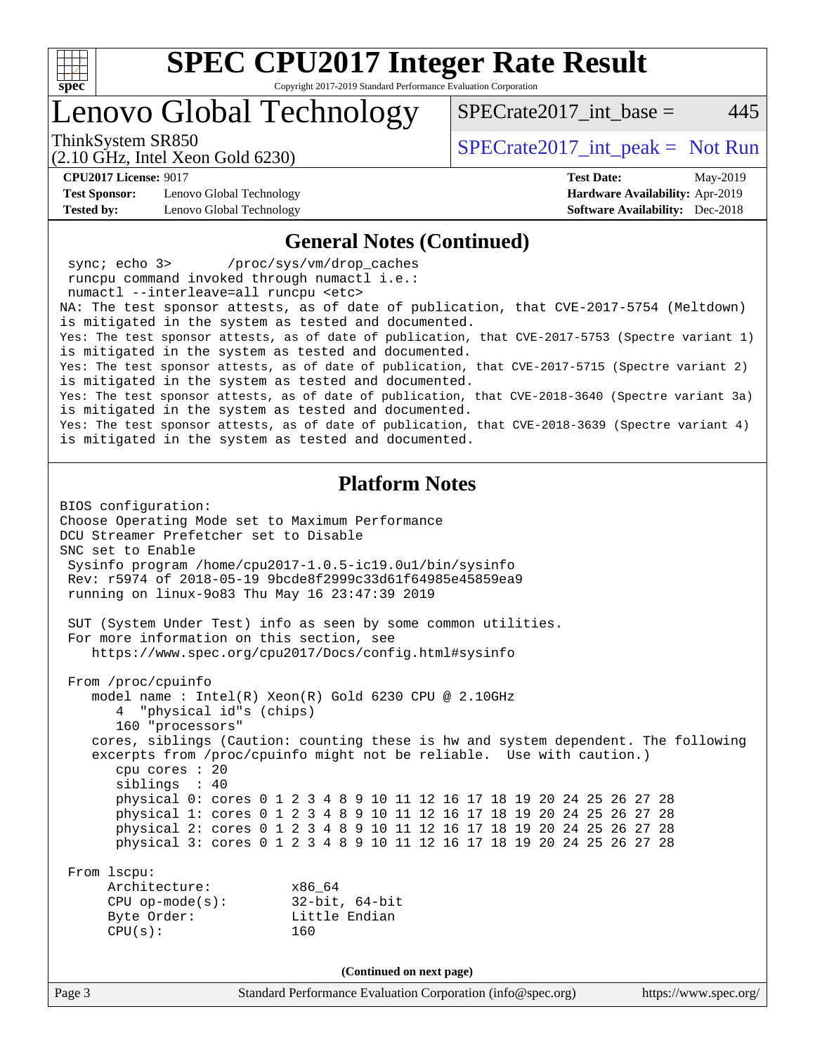# SPEC CPU2017 Integer Rate Result

Copyright 2017-2019 Standard Performance Evaluation Corporation

## Lenovo Global Technology

ThinkSystem SR850
(2.10 GHz, Intel Xeon Gold 6230)

SPECrate2017_int_base = 445

SPECrate2017_int_peak = Not Run

**CPU2017 License:** 9017
**Test Sponsor:** Lenovo Global Technology
**Tested by:** Lenovo Global Technology

**Test Date:** May-2019
**Hardware Availability:** Apr-2019
**Software Availability:** Dec-2018

### General Notes (Continued)

```
 sync; echo 3>       /proc/sys/vm/drop_caches
 runcpu command invoked through numactl i.e.:
 numactl --interleave=all runcpu <etc>
NA: The test sponsor attests, as of date of publication, that CVE-2017-5754 (Meltdown)
is mitigated in the system as tested and documented.
Yes: The test sponsor attests, as of date of publication, that CVE-2017-5753 (Spectre variant 1)
is mitigated in the system as tested and documented.
Yes: The test sponsor attests, as of date of publication, that CVE-2017-5715 (Spectre variant 2)
is mitigated in the system as tested and documented.
Yes: The test sponsor attests, as of date of publication, that CVE-2018-3640 (Spectre variant 3a)
is mitigated in the system as tested and documented.
Yes: The test sponsor attests, as of date of publication, that CVE-2018-3639 (Spectre variant 4)
is mitigated in the system as tested and documented.
```

### Platform Notes

```
BIOS configuration:
Choose Operating Mode set to Maximum Performance
DCU Streamer Prefetcher set to Disable
SNC set to Enable
 Sysinfo program /home/cpu2017-1.0.5-ic19.0u1/bin/sysinfo
 Rev: r5974 of 2018-05-19 9bcde8f2999c33d61f64985e45859ea9
 running on linux-9o83 Thu May 16 23:47:39 2019

 SUT (System Under Test) info as seen by some common utilities.
 For more information on this section, see
    https://www.spec.org/cpu2017/Docs/config.html#sysinfo

 From /proc/cpuinfo
    model name : Intel(R) Xeon(R) Gold 6230 CPU @ 2.10GHz
       4  "physical id"s (chips)
       160 "processors"
    cores, siblings (Caution: counting these is hw and system dependent. The following
    excerpts from /proc/cpuinfo might not be reliable.  Use with caution.)
       cpu cores : 20
       siblings  : 40
       physical 0: cores 0 1 2 3 4 8 9 10 11 12 16 17 18 19 20 24 25 26 27 28
       physical 1: cores 0 1 2 3 4 8 9 10 11 12 16 17 18 19 20 24 25 26 27 28
       physical 2: cores 0 1 2 3 4 8 9 10 11 12 16 17 18 19 20 24 25 26 27 28
       physical 3: cores 0 1 2 3 4 8 9 10 11 12 16 17 18 19 20 24 25 26 27 28

 From lscpu:
      Architecture:          x86_64
      CPU op-mode(s):        32-bit, 64-bit
      Byte Order:            Little Endian
      CPU(s):                160
```

(Continued on next page)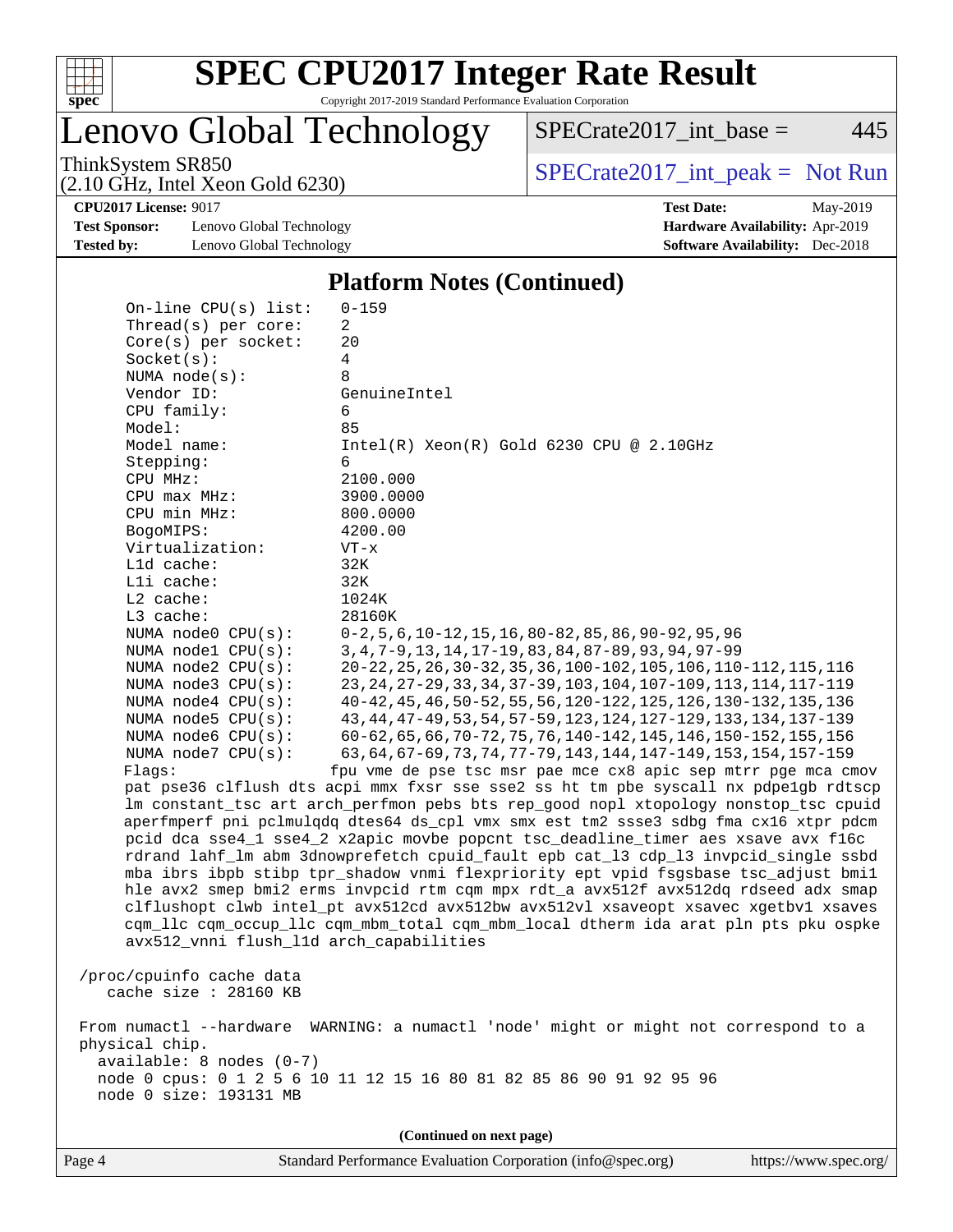# SPEC CPU2017 Integer Rate Result

Copyright 2017-2019 Standard Performance Evaluation Corporation

## Lenovo Global Technology

ThinkSystem SR850
(2.10 GHz, Intel Xeon Gold 6230)

SPECrate2017_int_base = 445

SPECrate2017_int_peak = Not Run

**CPU2017 License:** 9017
**Test Sponsor:** Lenovo Global Technology
**Tested by:** Lenovo Global Technology

**Test Date:** May-2019
**Hardware Availability:** Apr-2019
**Software Availability:** Dec-2018

### Platform Notes (Continued)

```
    On-line CPU(s) list:   0-159
    Thread(s) per core:    2
    Core(s) per socket:    20
    Socket(s):             4
    NUMA node(s):          8
    Vendor ID:             GenuineIntel
    CPU family:            6
    Model:                 85
    Model name:            Intel(R) Xeon(R) Gold 6230 CPU @ 2.10GHz
    Stepping:              6
    CPU MHz:               2100.000
    CPU max MHz:           3900.0000
    CPU min MHz:           800.0000
    BogoMIPS:              4200.00
    Virtualization:        VT-x
    L1d cache:             32K
    L1i cache:             32K
    L2 cache:              1024K
    L3 cache:              28160K
    NUMA node0 CPU(s):     0-2,5,6,10-12,15,16,80-82,85,86,90-92,95,96
    NUMA node1 CPU(s):     3,4,7-9,13,14,17-19,83,84,87-89,93,94,97-99
    NUMA node2 CPU(s):     20-22,25,26,30-32,35,36,100-102,105,106,110-112,115,116
    NUMA node3 CPU(s):     23,24,27-29,33,34,37-39,103,104,107-109,113,114,117-119
    NUMA node4 CPU(s):     40-42,45,46,50-52,55,56,120-122,125,126,130-132,135,136
    NUMA node5 CPU(s):     43,44,47-49,53,54,57-59,123,124,127-129,133,134,137-139
    NUMA node6 CPU(s):     60-62,65,66,70-72,75,76,140-142,145,146,150-152,155,156
    NUMA node7 CPU(s):     63,64,67-69,73,74,77-79,143,144,147-149,153,154,157-159
    Flags:                fpu vme de pse tsc msr pae mce cx8 apic sep mtrr pge mca cmov
    pat pse36 clflush dts acpi mmx fxsr sse sse2 ss ht tm pbe syscall nx pdpe1gb rdtscp
    lm constant_tsc art arch_perfmon pebs bts rep_good nopl xtopology nonstop_tsc cpuid
    aperfmperf pni pclmulqdq dtes64 ds_cpl vmx smx est tm2 ssse3 sdbg fma cx16 xtpr pdcm
    pcid dca sse4_1 sse4_2 x2apic movbe popcnt tsc_deadline_timer aes xsave avx f16c
    rdrand lahf_lm abm 3dnowprefetch cpuid_fault epb cat_l3 cdp_l3 invpcid_single ssbd
    mba ibrs ibpb stibp tpr_shadow vnmi flexpriority ept vpid fsgsbase tsc_adjust bmi1
    hle avx2 smep bmi2 erms invpcid rtm cqm mpx rdt_a avx512f avx512dq rdseed adx smap
    clflushopt clwb intel_pt avx512cd avx512bw avx512vl xsaveopt xsavec xgetbv1 xsaves
    cqm_llc cqm_occup_llc cqm_mbm_total cqm_mbm_local dtherm ida arat pln pts pku ospke
    avx512_vnni flush_l1d arch_capabilities

 /proc/cpuinfo cache data
    cache size : 28160 KB

 From numactl --hardware  WARNING: a numactl 'node' might or might not correspond to a
 physical chip.
   available: 8 nodes (0-7)
   node 0 cpus: 0 1 2 5 6 10 11 12 15 16 80 81 82 85 86 90 91 92 95 96
   node 0 size: 193131 MB
```

(Continued on next page)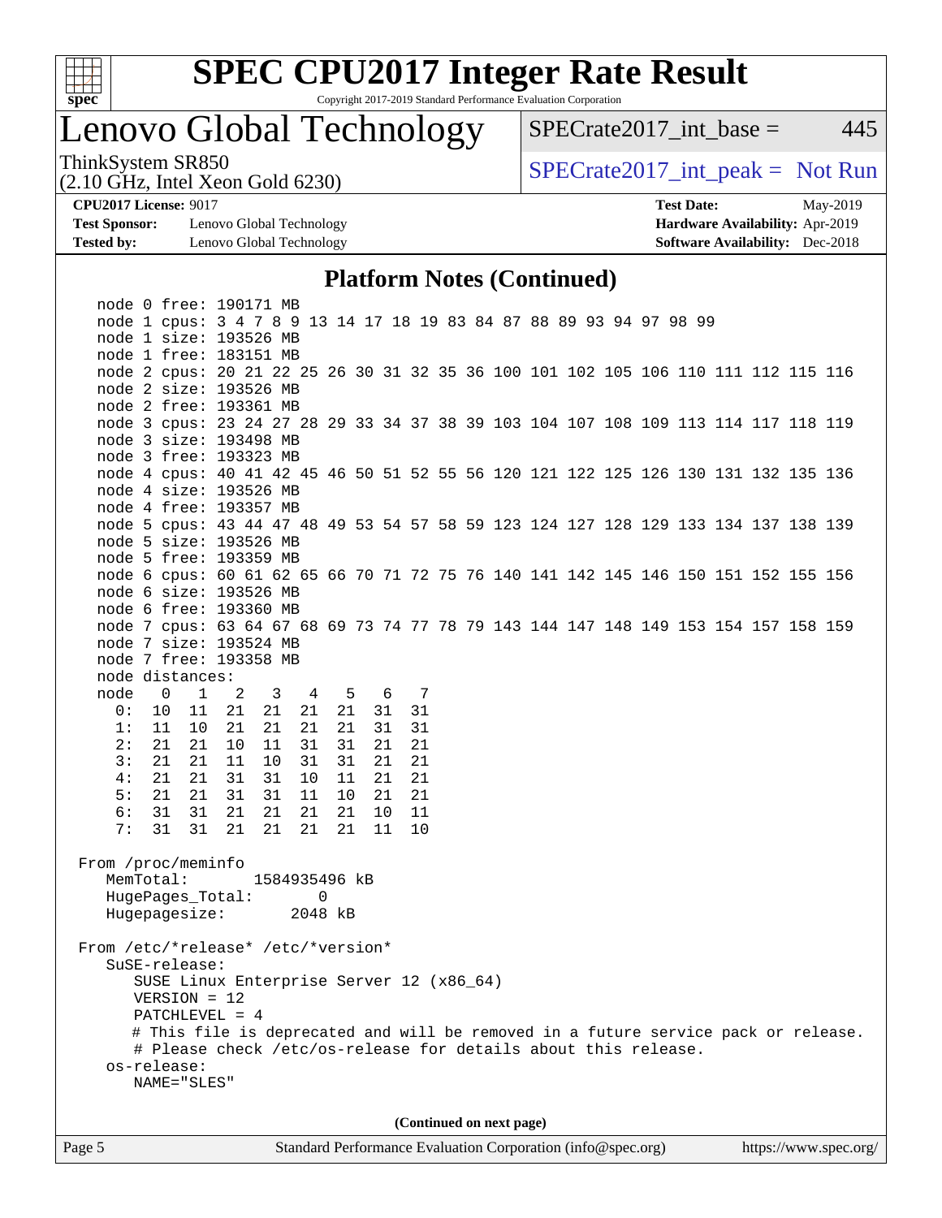# SPEC CPU2017 Integer Rate Result

Copyright 2017-2019 Standard Performance Evaluation Corporation

## Lenovo Global Technology

ThinkSystem SR850
(2.10 GHz, Intel Xeon Gold 6230)

SPECrate2017_int_base = 445

SPECrate2017_int_peak = Not Run

**CPU2017 License:** 9017
**Test Sponsor:** Lenovo Global Technology
**Tested by:** Lenovo Global Technology

**Test Date:** May-2019
**Hardware Availability:** Apr-2019
**Software Availability:** Dec-2018

### Platform Notes (Continued)

```
    node 0 free: 190171 MB
    node 1 cpus: 3 4 7 8 9 13 14 17 18 19 83 84 87 88 89 93 94 97 98 99
    node 1 size: 193526 MB
    node 1 free: 183151 MB
    node 2 cpus: 20 21 22 25 26 30 31 32 35 36 100 101 102 105 106 110 111 112 115 116
    node 2 size: 193526 MB
    node 2 free: 193361 MB
    node 3 cpus: 23 24 27 28 29 33 34 37 38 39 103 104 107 108 109 113 114 117 118 119
    node 3 size: 193498 MB
    node 3 free: 193323 MB
    node 4 cpus: 40 41 42 45 46 50 51 52 55 56 120 121 122 125 126 130 131 132 135 136
    node 4 size: 193526 MB
    node 4 free: 193357 MB
    node 5 cpus: 43 44 47 48 49 53 54 57 58 59 123 124 127 128 129 133 134 137 138 139
    node 5 size: 193526 MB
    node 5 free: 193359 MB
    node 6 cpus: 60 61 62 65 66 70 71 72 75 76 140 141 142 145 146 150 151 152 155 156
    node 6 size: 193526 MB
    node 6 free: 193360 MB
    node 7 cpus: 63 64 67 68 69 73 74 77 78 79 143 144 147 148 149 153 154 157 158 159
    node 7 size: 193524 MB
    node 7 free: 193358 MB
    node distances:
    node   0   1   2   3   4   5   6   7
      0:  10  11  21  21  21  21  31  31
      1:  11  10  21  21  21  21  31  31
      2:  21  21  10  11  31  31  21  21
      3:  21  21  11  10  31  31  21  21
      4:  21  21  31  31  10  11  21  21
      5:  21  21  31  31  11  10  21  21
      6:  31  31  21  21  21  21  10  11
      7:  31  31  21  21  21  21  11  10

 From /proc/meminfo
    MemTotal:       1584935496 kB
    HugePages_Total:       0
    Hugepagesize:       2048 kB

 From /etc/*release* /etc/*version*
    SuSE-release:
       SUSE Linux Enterprise Server 12 (x86_64)
       VERSION = 12
       PATCHLEVEL = 4
       # This file is deprecated and will be removed in a future service pack or release.
       # Please check /etc/os-release for details about this release.
    os-release:
       NAME="SLES"
```

(Continued on next page)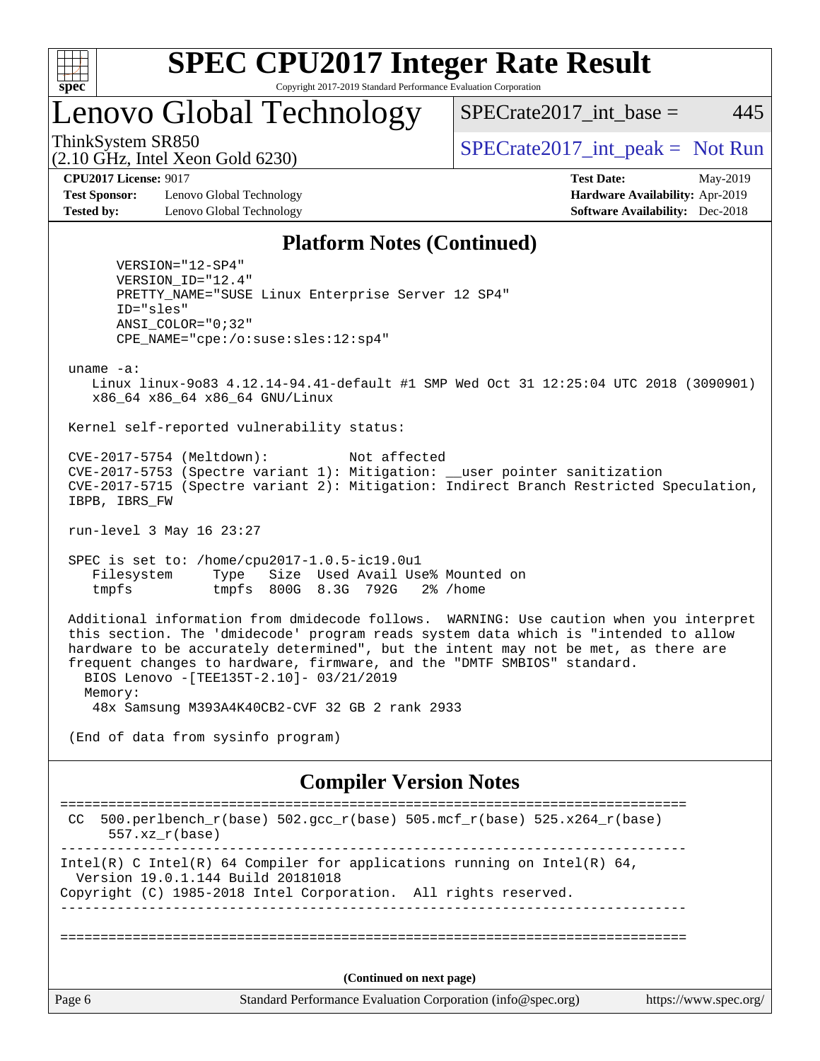## Platform Notes (Continued)

```
      VERSION="12-SP4"
      VERSION_ID="12.4"
      PRETTY_NAME="SUSE Linux Enterprise Server 12 SP4"
      ID="sles"
      ANSI_COLOR="0;32"
      CPE_NAME="cpe:/o:suse:sles:12:sp4"

 uname -a:
    Linux linux-9o83 4.12.14-94.41-default #1 SMP Wed Oct 31 12:25:04 UTC 2018 (3090901)
    x86_64 x86_64 x86_64 GNU/Linux

 Kernel self-reported vulnerability status:

 CVE-2017-5754 (Meltdown):          Not affected
 CVE-2017-5753 (Spectre variant 1): Mitigation: __user pointer sanitization
 CVE-2017-5715 (Spectre variant 2): Mitigation: Indirect Branch Restricted Speculation,
 IBPB, IBRS_FW

 run-level 3 May 16 23:27

 SPEC is set to: /home/cpu2017-1.0.5-ic19.0u1
    Filesystem     Type   Size  Used Avail Use% Mounted on
    tmpfs          tmpfs  800G  8.3G  792G   2% /home

 Additional information from dmidecode follows.  WARNING: Use caution when you interpret
 this section. The 'dmidecode' program reads system data which is "intended to allow
 hardware to be accurately determined", but the intent may not be met, as there are
 frequent changes to hardware, firmware, and the "DMTF SMBIOS" standard.
   BIOS Lenovo -[TEE135T-2.10]- 03/21/2019
   Memory:
    48x Samsung M393A4K40CB2-CVF 32 GB 2 rank 2933

 (End of data from sysinfo program)
```

## Compiler Version Notes

```
==============================================================================
 CC  500.perlbench_r(base) 502.gcc_r(base) 505.mcf_r(base) 525.x264_r(base)
      557.xz_r(base)
------------------------------------------------------------------------------
Intel(R) C Intel(R) 64 Compiler for applications running on Intel(R) 64,
  Version 19.0.1.144 Build 20181018
Copyright (C) 1985-2018 Intel Corporation.  All rights reserved.
------------------------------------------------------------------------------

==============================================================================
```

(Continued on next page)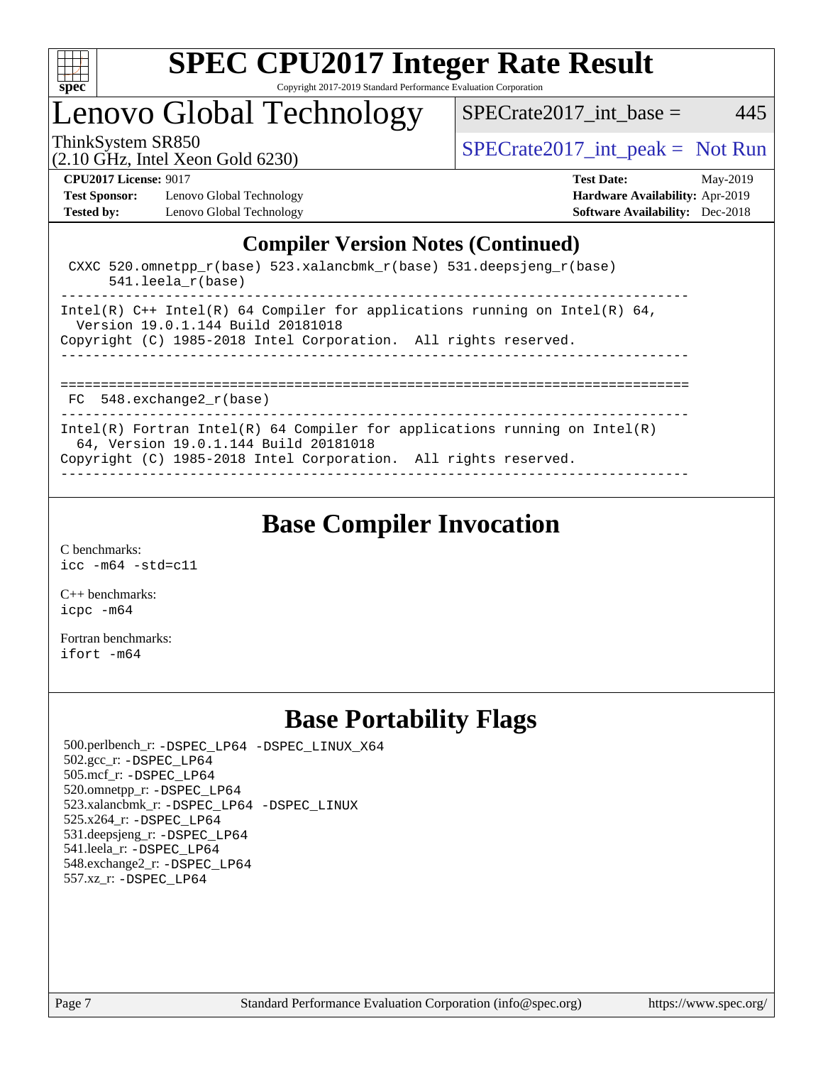# SPEC CPU2017 Integer Rate Result

Copyright 2017-2019 Standard Performance Evaluation Corporation

# Lenovo Global Technology

ThinkSystem SR850
(2.10 GHz, Intel Xeon Gold 6230)

SPECrate2017_int_base = 445

SPECrate2017_int_peak = Not Run

**CPU2017 License:** 9017
**Test Sponsor:** Lenovo Global Technology
**Tested by:** Lenovo Global Technology

**Test Date:** May-2019
**Hardware Availability:** Apr-2019
**Software Availability:** Dec-2018

## Compiler Version Notes (Continued)

```
 CXXC 520.omnetpp_r(base) 523.xalancbmk_r(base) 531.deepsjeng_r(base)
      541.leela_r(base)
------------------------------------------------------------------------------
Intel(R) C++ Intel(R) 64 Compiler for applications running on Intel(R) 64,
  Version 19.0.1.144 Build 20181018
Copyright (C) 1985-2018 Intel Corporation.  All rights reserved.
------------------------------------------------------------------------------

==============================================================================
 FC  548.exchange2_r(base)
------------------------------------------------------------------------------
Intel(R) Fortran Intel(R) 64 Compiler for applications running on Intel(R)
  64, Version 19.0.1.144 Build 20181018
Copyright (C) 1985-2018 Intel Corporation.  All rights reserved.
------------------------------------------------------------------------------
```

## Base Compiler Invocation

C benchmarks:
`icc -m64 -std=c11`

C++ benchmarks:
`icpc -m64`

Fortran benchmarks:
`ifort -m64`

## Base Portability Flags

500.perlbench_r: `-DSPEC_LP64 -DSPEC_LINUX_X64`
502.gcc_r: `-DSPEC_LP64`
505.mcf_r: `-DSPEC_LP64`
520.omnetpp_r: `-DSPEC_LP64`
523.xalancbmk_r: `-DSPEC_LP64 -DSPEC_LINUX`
525.x264_r: `-DSPEC_LP64`
531.deepsjeng_r: `-DSPEC_LP64`
541.leela_r: `-DSPEC_LP64`
548.exchange2_r: `-DSPEC_LP64`
557.xz_r: `-DSPEC_LP64`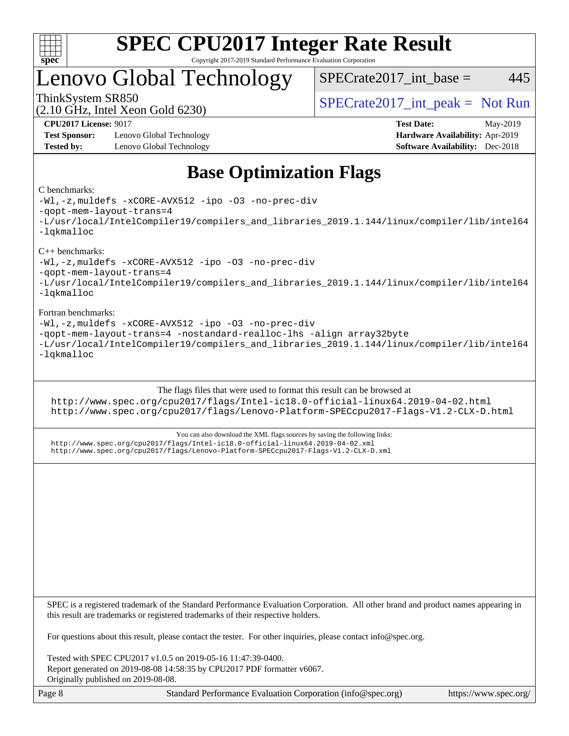# SPEC CPU2017 Integer Rate Result

Copyright 2017-2019 Standard Performance Evaluation Corporation

## Lenovo Global Technology

ThinkSystem SR850
(2.10 GHz, Intel Xeon Gold 6230)

SPECrate2017_int_base = 445

SPECrate2017_int_peak = Not Run

**CPU2017 License:** 9017
**Test Sponsor:** Lenovo Global Technology
**Tested by:** Lenovo Global Technology

**Test Date:** May-2019
**Hardware Availability:** Apr-2019
**Software Availability:** Dec-2018

## Base Optimization Flags

C benchmarks:

```
-Wl,-z,muldefs -xCORE-AVX512 -ipo -O3 -no-prec-div
-qopt-mem-layout-trans=4
-L/usr/local/IntelCompiler19/compilers_and_libraries_2019.1.144/linux/compiler/lib/intel64
-lqkmalloc
```

C++ benchmarks:

```
-Wl,-z,muldefs -xCORE-AVX512 -ipo -O3 -no-prec-div
-qopt-mem-layout-trans=4
-L/usr/local/IntelCompiler19/compilers_and_libraries_2019.1.144/linux/compiler/lib/intel64
-lqkmalloc
```

Fortran benchmarks:

```
-Wl,-z,muldefs -xCORE-AVX512 -ipo -O3 -no-prec-div
-qopt-mem-layout-trans=4 -nostandard-realloc-lhs -align array32byte
-L/usr/local/IntelCompiler19/compilers_and_libraries_2019.1.144/linux/compiler/lib/intel64
-lqkmalloc
```

The flags files that were used to format this result can be browsed at
http://www.spec.org/cpu2017/flags/Intel-ic18.0-official-linux64.2019-04-02.html
http://www.spec.org/cpu2017/flags/Lenovo-Platform-SPECcpu2017-Flags-V1.2-CLX-D.html

You can also download the XML flags sources by saving the following links:
http://www.spec.org/cpu2017/flags/Intel-ic18.0-official-linux64.2019-04-02.xml
http://www.spec.org/cpu2017/flags/Lenovo-Platform-SPECcpu2017-Flags-V1.2-CLX-D.xml

SPEC is a registered trademark of the Standard Performance Evaluation Corporation. All other brand and product names appearing in this result are trademarks or registered trademarks of their respective holders.

For questions about this result, please contact the tester. For other inquiries, please contact info@spec.org.

Tested with SPEC CPU2017 v1.0.5 on 2019-05-16 11:47:39-0400.
Report generated on 2019-08-08 14:58:35 by CPU2017 PDF formatter v6067.
Originally published on 2019-08-08.